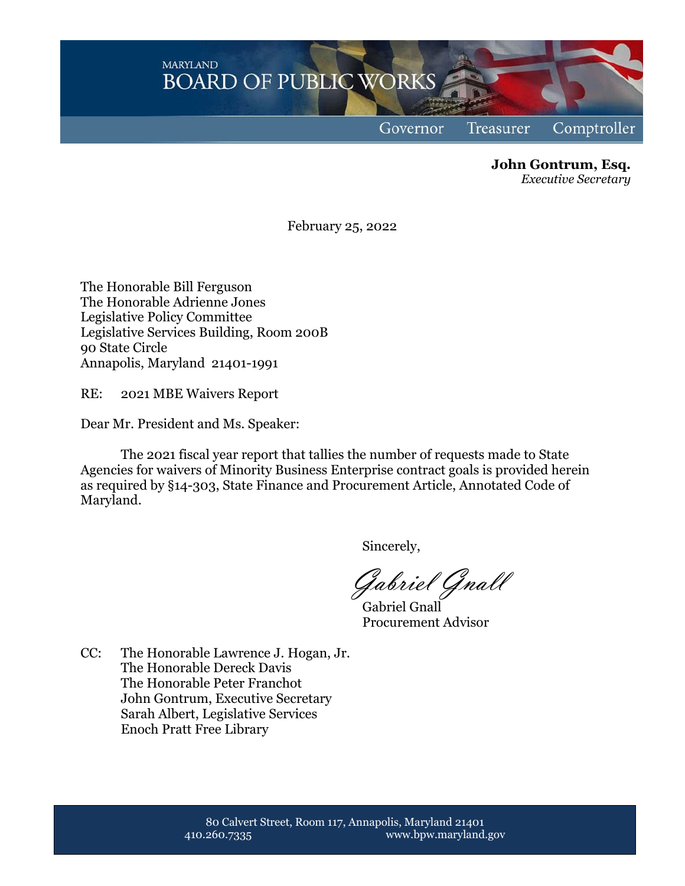MARYLAND
BOARD OF PUBLIC WORKS

Governor Treasurer Comptroller

**John Gontrum, Esq.**
*Executive Secretary*

February 25, 2022

The Honorable Bill Ferguson
The Honorable Adrienne Jones
Legislative Policy Committee
Legislative Services Building, Room 200B
90 State Circle
Annapolis, Maryland 21401-1991

RE: 2021 MBE Waivers Report

Dear Mr. President and Ms. Speaker:

The 2021 fiscal year report that tallies the number of requests made to State Agencies for waivers of Minority Business Enterprise contract goals is provided herein as required by §14-303, State Finance and Procurement Article, Annotated Code of Maryland.

Sincerely,

*Gabriel Gnall*

Gabriel Gnall
Procurement Advisor

CC: The Honorable Lawrence J. Hogan, Jr.
The Honorable Dereck Davis
The Honorable Peter Franchot
John Gontrum, Executive Secretary
Sarah Albert, Legislative Services
Enoch Pratt Free Library

80 Calvert Street, Room 117, Annapolis, Maryland 21401
410.260.7335 www.bpw.maryland.gov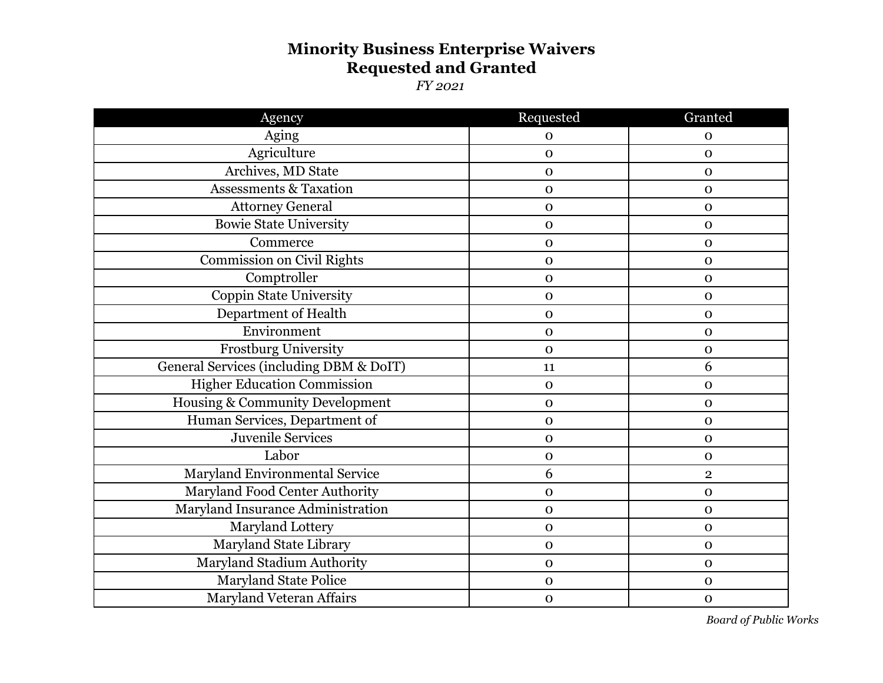# Minority Business Enterprise Waivers
# Requested and Granted

*FY 2021*

| Agency | Requested | Granted |
|---|---|---|
| Aging | 0 | 0 |
| Agriculture | 0 | 0 |
| Archives, MD State | 0 | 0 |
| Assessments & Taxation | 0 | 0 |
| Attorney General | 0 | 0 |
| Bowie State University | 0 | 0 |
| Commerce | 0 | 0 |
| Commission on Civil Rights | 0 | 0 |
| Comptroller | 0 | 0 |
| Coppin State University | 0 | 0 |
| Department of Health | 0 | 0 |
| Environment | 0 | 0 |
| Frostburg University | 0 | 0 |
| General Services (including DBM & DoIT) | 11 | 6 |
| Higher Education Commission | 0 | 0 |
| Housing & Community Development | 0 | 0 |
| Human Services, Department of | 0 | 0 |
| Juvenile Services | 0 | 0 |
| Labor | 0 | 0 |
| Maryland Environmental Service | 6 | 2 |
| Maryland Food Center Authority | 0 | 0 |
| Maryland Insurance Administration | 0 | 0 |
| Maryland Lottery | 0 | 0 |
| Maryland State Library | 0 | 0 |
| Maryland Stadium Authority | 0 | 0 |
| Maryland State Police | 0 | 0 |
| Maryland Veteran Affairs | 0 | 0 |

*Board of Public Works*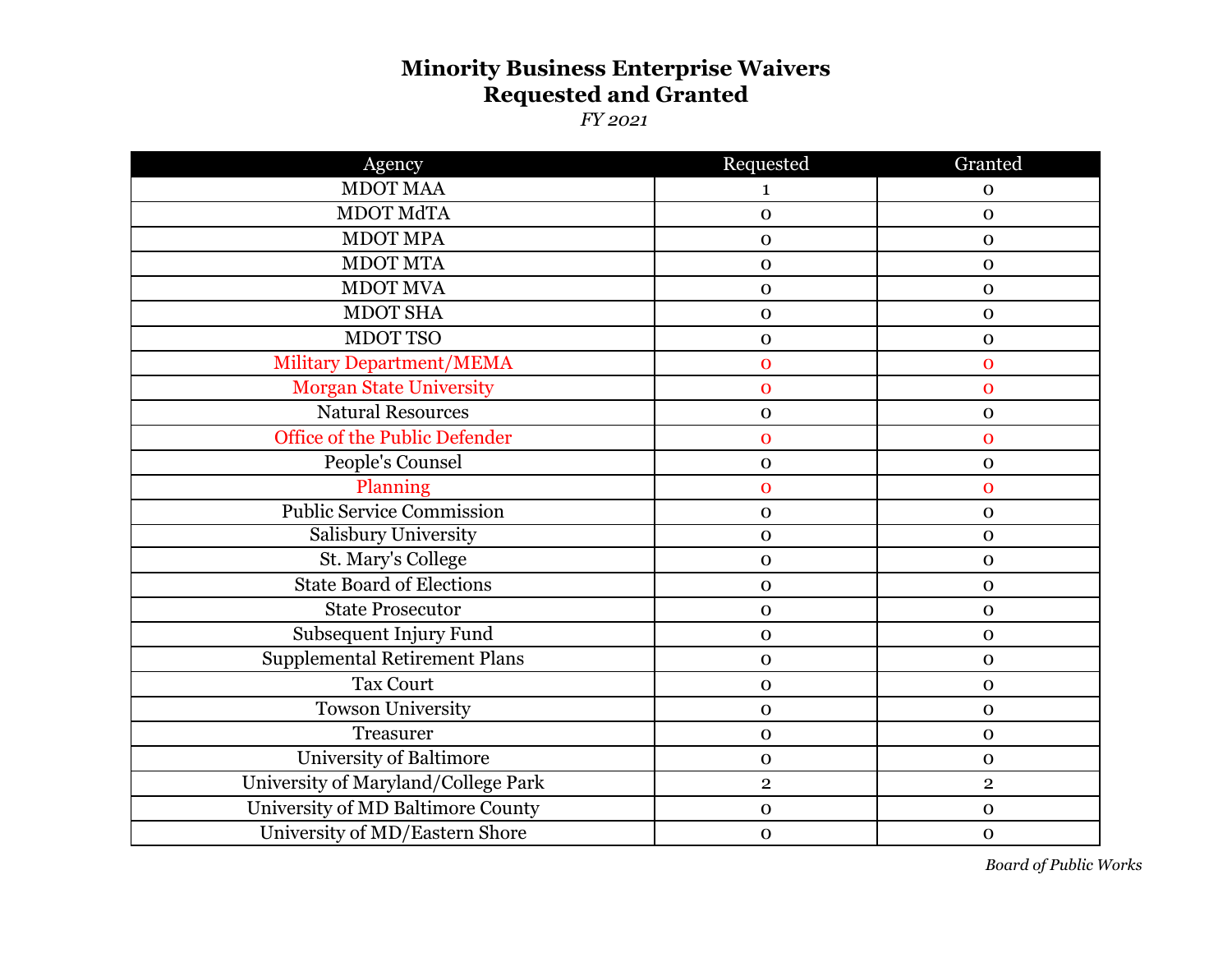# Minority Business Enterprise Waivers
# Requested and Granted

*FY 2021*

| Agency | Requested | Granted |
|---|---|---|
| MDOT MAA | 1 | 0 |
| MDOT MdTA | 0 | 0 |
| MDOT MPA | 0 | 0 |
| MDOT MTA | 0 | 0 |
| MDOT MVA | 0 | 0 |
| MDOT SHA | 0 | 0 |
| MDOT TSO | 0 | 0 |
| Military Department/MEMA | 0 | 0 |
| Morgan State University | 0 | 0 |
| Natural Resources | 0 | 0 |
| Office of the Public Defender | 0 | 0 |
| People's Counsel | 0 | 0 |
| Planning | 0 | 0 |
| Public Service Commission | 0 | 0 |
| Salisbury University | 0 | 0 |
| St. Mary's College | 0 | 0 |
| State Board of Elections | 0 | 0 |
| State Prosecutor | 0 | 0 |
| Subsequent Injury Fund | 0 | 0 |
| Supplemental Retirement Plans | 0 | 0 |
| Tax Court | 0 | 0 |
| Towson University | 0 | 0 |
| Treasurer | 0 | 0 |
| University of Baltimore | 0 | 0 |
| University of Maryland/College Park | 2 | 2 |
| University of MD Baltimore County | 0 | 0 |
| University of MD/Eastern Shore | 0 | 0 |

*Board of Public Works*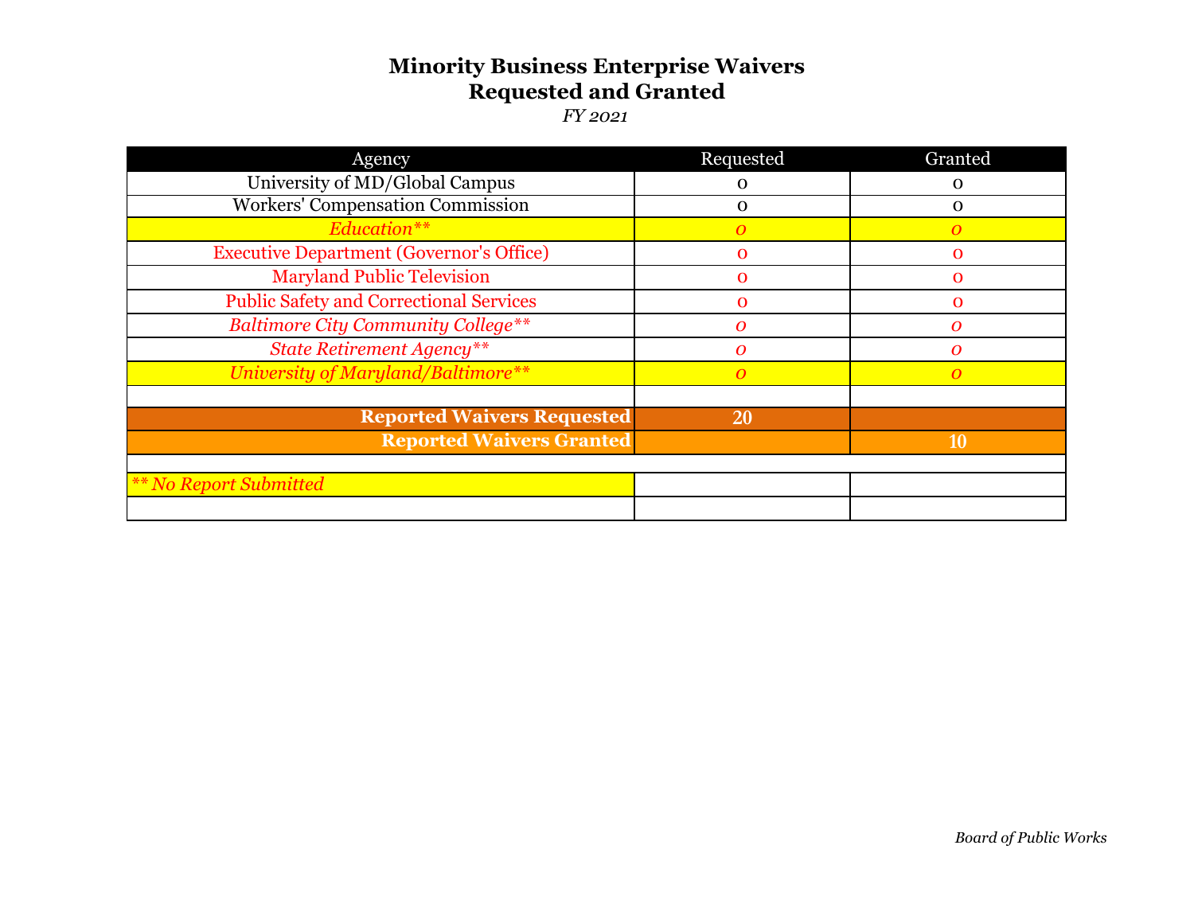# Minority Business Enterprise Waivers
# Requested and Granted

*FY 2021*

| Agency | Requested | Granted |
|---|---|---|
| University of MD/Global Campus | 0 | 0 |
| Workers' Compensation Commission | 0 | 0 |
| *Education*** | *0* | *0* |
| Executive Department (Governor's Office) | 0 | 0 |
| Maryland Public Television | 0 | 0 |
| Public Safety and Correctional Services | 0 | 0 |
| *Baltimore City Community College*** | *0* | *0* |
| *State Retirement Agency*** | *0* | *0* |
| *University of Maryland/Baltimore*** | *0* | *0* |
| | | |
| **Reported Waivers Requested** | **20** | |
| **Reported Waivers Granted** | | **10** |
| | | |
| *** No Report Submitted* | | |
| | | |

*Board of Public Works*